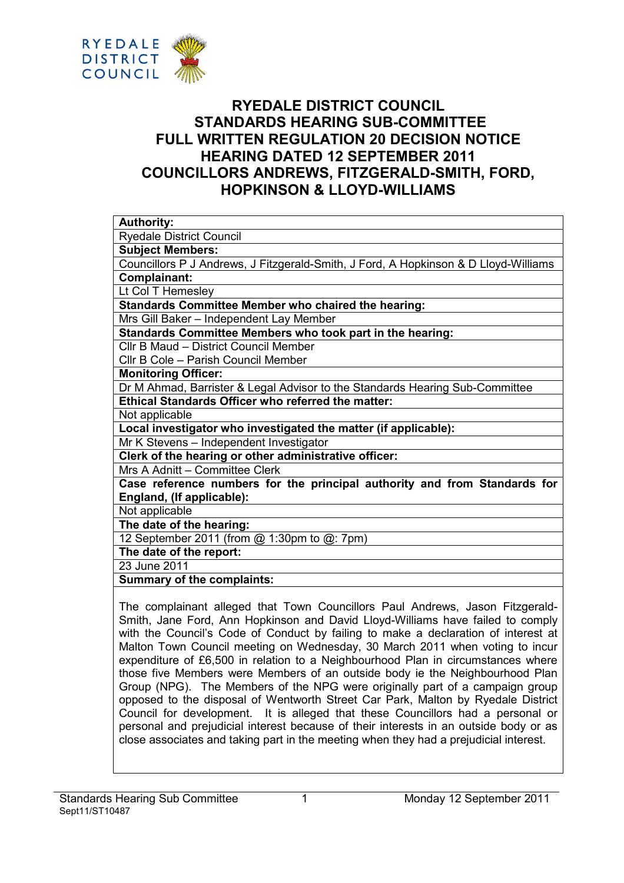RYEDALE DISTRICT COUNCIL

# RYEDALE DISTRICT COUNCIL
# STANDARDS HEARING SUB-COMMITTEE
# FULL WRITTEN REGULATION 20 DECISION NOTICE
# HEARING DATED 12 SEPTEMBER 2011
# COUNCILLORS ANDREWS, FITZGERALD-SMITH, FORD, HOPKINSON & LLOYD-WILLIAMS

| **Authority:** |
|---|
| Ryedale District Council |
| **Subject Members:** |
| Councillors P J Andrews, J Fitzgerald-Smith, J Ford, A Hopkinson & D Lloyd-Williams |
| **Complainant:** |
| Lt Col T Hemesley |
| **Standards Committee Member who chaired the hearing:** |
| Mrs Gill Baker – Independent Lay Member |
| **Standards Committee Members who took part in the hearing:** |
| Cllr B Maud – District Council Member<br>Cllr B Cole – Parish Council Member |
| **Monitoring Officer:** |
| Dr M Ahmad, Barrister & Legal Advisor to the Standards Hearing Sub-Committee |
| **Ethical Standards Officer who referred the matter:** |
| Not applicable |
| **Local investigator who investigated the matter (if applicable):** |
| Mr K Stevens – Independent Investigator |
| **Clerk of the hearing or other administrative officer:** |
| Mrs A Adnitt – Committee Clerk |
| **Case reference numbers for the principal authority and from Standards for England, (If applicable):** |
| Not applicable |
| **The date of the hearing:** |
| 12 September 2011 (from @ 1:30pm to @: 7pm) |
| **The date of the report:** |
| 23 June 2011 |
| **Summary of the complaints:** |
| The complainant alleged that Town Councillors Paul Andrews, Jason Fitzgerald-Smith, Jane Ford, Ann Hopkinson and David Lloyd-Williams have failed to comply with the Council's Code of Conduct by failing to make a declaration of interest at Malton Town Council meeting on Wednesday, 30 March 2011 when voting to incur expenditure of £6,500 in relation to a Neighbourhood Plan in circumstances where those five Members were Members of an outside body ie the Neighbourhood Plan Group (NPG). The Members of the NPG were originally part of a campaign group opposed to the disposal of Wentworth Street Car Park, Malton by Ryedale District Council for development. It is alleged that these Councillors had a personal or personal and prejudicial interest because of their interests in an outside body or as close associates and taking part in the meeting when they had a prejudicial interest. |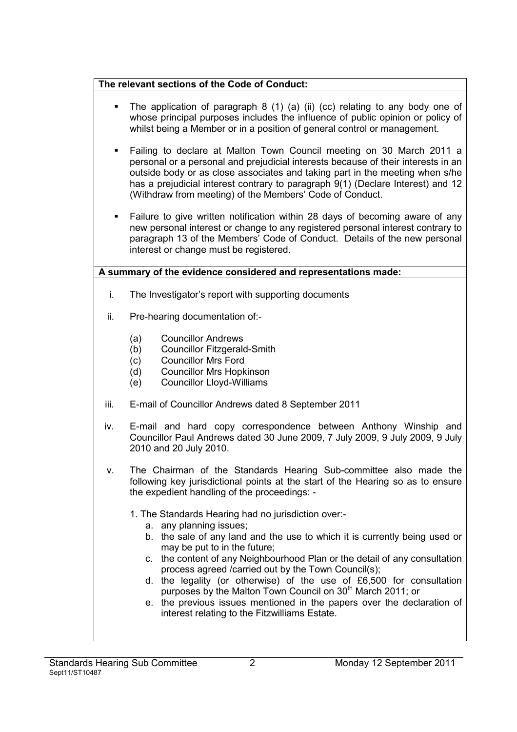**The relevant sections of the Code of Conduct:**

- The application of paragraph 8 (1) (a) (ii) (cc) relating to any body one of whose principal purposes includes the influence of public opinion or policy of whilst being a Member or in a position of general control or management.
- Failing to declare at Malton Town Council meeting on 30 March 2011 a personal or a personal and prejudicial interests because of their interests in an outside body or as close associates and taking part in the meeting when s/he has a prejudicial interest contrary to paragraph 9(1) (Declare Interest) and 12 (Withdraw from meeting) of the Members' Code of Conduct.
- Failure to give written notification within 28 days of becoming aware of any new personal interest or change to any registered personal interest contrary to paragraph 13 of the Members' Code of Conduct. Details of the new personal interest or change must be registered.

**A summary of the evidence considered and representations made:**

i. The Investigator's report with supporting documents

ii. Pre-hearing documentation of:-

   (a) Councillor Andrews
   (b) Councillor Fitzgerald-Smith
   (c) Councillor Mrs Ford
   (d) Councillor Mrs Hopkinson
   (e) Councillor Lloyd-Williams

iii. E-mail of Councillor Andrews dated 8 September 2011

iv. E-mail and hard copy correspondence between Anthony Winship and Councillor Paul Andrews dated 30 June 2009, 7 July 2009, 9 July 2009, 9 July 2010 and 20 July 2010.

v. The Chairman of the Standards Hearing Sub-committee also made the following key jurisdictional points at the start of the Hearing so as to ensure the expedient handling of the proceedings: -

   1. The Standards Hearing had no jurisdiction over:-
      a. any planning issues;
      b. the sale of any land and the use to which it is currently being used or may be put to in the future;
      c. the content of any Neighbourhood Plan or the detail of any consultation process agreed /carried out by the Town Council(s);
      d. the legality (or otherwise) of the use of £6,500 for consultation purposes by the Malton Town Council on 30th March 2011; or
      e. the previous issues mentioned in the papers over the declaration of interest relating to the Fitzwilliams Estate.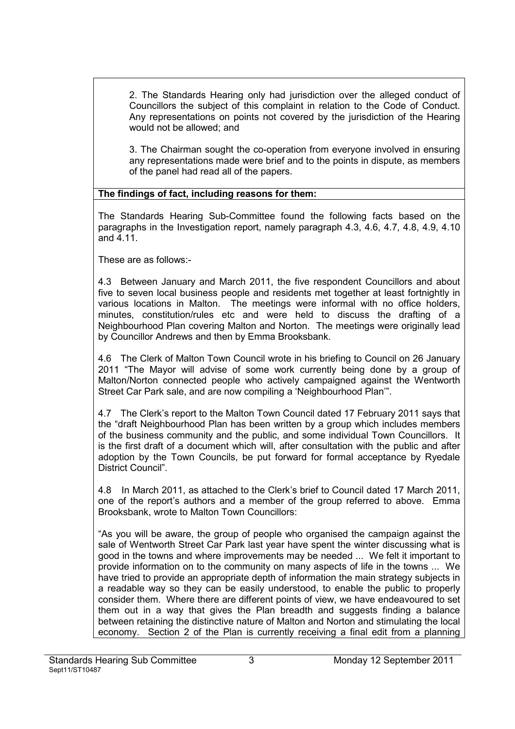2. The Standards Hearing only had jurisdiction over the alleged conduct of Councillors the subject of this complaint in relation to the Code of Conduct. Any representations on points not covered by the jurisdiction of the Hearing would not be allowed; and

3. The Chairman sought the co-operation from everyone involved in ensuring any representations made were brief and to the points in dispute, as members of the panel had read all of the papers.

**The findings of fact, including reasons for them:**

The Standards Hearing Sub-Committee found the following facts based on the paragraphs in the Investigation report, namely paragraph 4.3, 4.6, 4.7, 4.8, 4.9, 4.10 and 4.11.

These are as follows:-

4.3 Between January and March 2011, the five respondent Councillors and about five to seven local business people and residents met together at least fortnightly in various locations in Malton. The meetings were informal with no office holders, minutes, constitution/rules etc and were held to discuss the drafting of a Neighbourhood Plan covering Malton and Norton. The meetings were originally lead by Councillor Andrews and then by Emma Brooksbank.

4.6 The Clerk of Malton Town Council wrote in his briefing to Council on 26 January 2011 "The Mayor will advise of some work currently being done by a group of Malton/Norton connected people who actively campaigned against the Wentworth Street Car Park sale, and are now compiling a 'Neighbourhood Plan'".

4.7 The Clerk's report to the Malton Town Council dated 17 February 2011 says that the "draft Neighbourhood Plan has been written by a group which includes members of the business community and the public, and some individual Town Councillors. It is the first draft of a document which will, after consultation with the public and after adoption by the Town Councils, be put forward for formal acceptance by Ryedale District Council".

4.8 In March 2011, as attached to the Clerk's brief to Council dated 17 March 2011, one of the report's authors and a member of the group referred to above. Emma Brooksbank, wrote to Malton Town Councillors:

"As you will be aware, the group of people who organised the campaign against the sale of Wentworth Street Car Park last year have spent the winter discussing what is good in the towns and where improvements may be needed ... We felt it important to provide information on to the community on many aspects of life in the towns ... We have tried to provide an appropriate depth of information the main strategy subjects in a readable way so they can be easily understood, to enable the public to properly consider them. Where there are different points of view, we have endeavoured to set them out in a way that gives the Plan breadth and suggests finding a balance between retaining the distinctive nature of Malton and Norton and stimulating the local economy. Section 2 of the Plan is currently receiving a final edit from a planning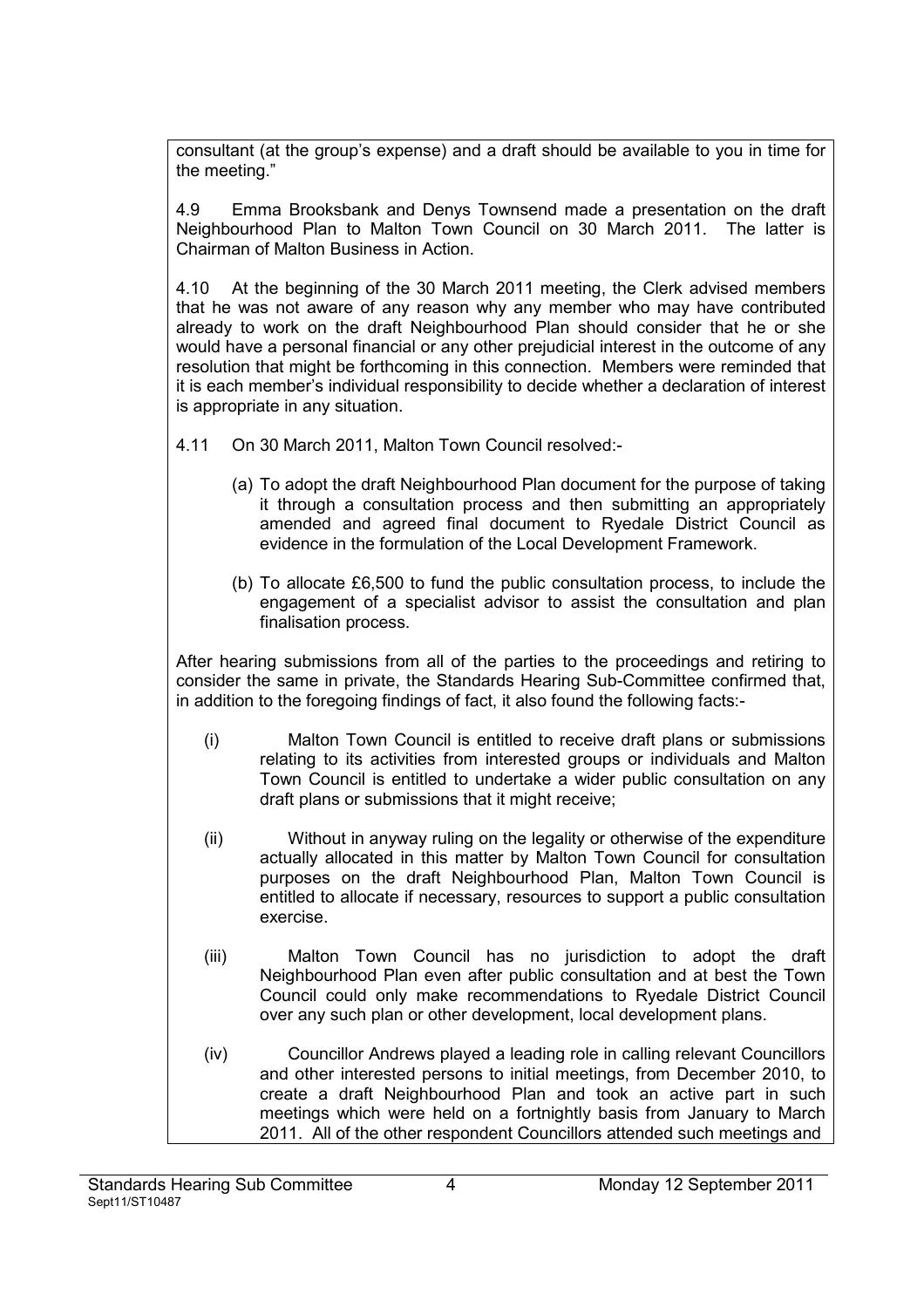consultant (at the group's expense) and a draft should be available to you in time for the meeting."

4.9 Emma Brooksbank and Denys Townsend made a presentation on the draft Neighbourhood Plan to Malton Town Council on 30 March 2011. The latter is Chairman of Malton Business in Action.

4.10 At the beginning of the 30 March 2011 meeting, the Clerk advised members that he was not aware of any reason why any member who may have contributed already to work on the draft Neighbourhood Plan should consider that he or she would have a personal financial or any other prejudicial interest in the outcome of any resolution that might be forthcoming in this connection. Members were reminded that it is each member's individual responsibility to decide whether a declaration of interest is appropriate in any situation.

4.11 On 30 March 2011, Malton Town Council resolved:-

(a) To adopt the draft Neighbourhood Plan document for the purpose of taking it through a consultation process and then submitting an appropriately amended and agreed final document to Ryedale District Council as evidence in the formulation of the Local Development Framework.

(b) To allocate £6,500 to fund the public consultation process, to include the engagement of a specialist advisor to assist the consultation and plan finalisation process.

After hearing submissions from all of the parties to the proceedings and retiring to consider the same in private, the Standards Hearing Sub-Committee confirmed that, in addition to the foregoing findings of fact, it also found the following facts:-

(i) Malton Town Council is entitled to receive draft plans or submissions relating to its activities from interested groups or individuals and Malton Town Council is entitled to undertake a wider public consultation on any draft plans or submissions that it might receive;

(ii) Without in anyway ruling on the legality or otherwise of the expenditure actually allocated in this matter by Malton Town Council for consultation purposes on the draft Neighbourhood Plan, Malton Town Council is entitled to allocate if necessary, resources to support a public consultation exercise.

(iii) Malton Town Council has no jurisdiction to adopt the draft Neighbourhood Plan even after public consultation and at best the Town Council could only make recommendations to Ryedale District Council over any such plan or other development, local development plans.

(iv) Councillor Andrews played a leading role in calling relevant Councillors and other interested persons to initial meetings, from December 2010, to create a draft Neighbourhood Plan and took an active part in such meetings which were held on a fortnightly basis from January to March 2011. All of the other respondent Councillors attended such meetings and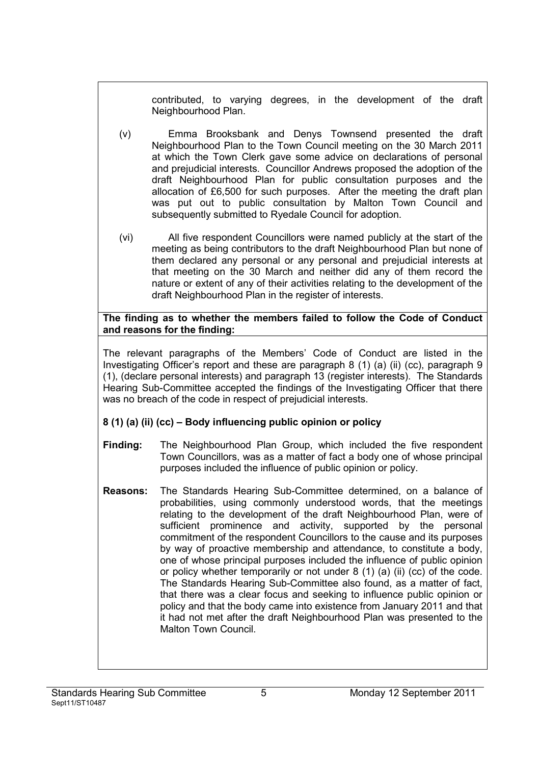contributed, to varying degrees, in the development of the draft Neighbourhood Plan.

(v) Emma Brooksbank and Denys Townsend presented the draft Neighbourhood Plan to the Town Council meeting on the 30 March 2011 at which the Town Clerk gave some advice on declarations of personal and prejudicial interests. Councillor Andrews proposed the adoption of the draft Neighbourhood Plan for public consultation purposes and the allocation of £6,500 for such purposes. After the meeting the draft plan was put out to public consultation by Malton Town Council and subsequently submitted to Ryedale Council for adoption.

(vi) All five respondent Councillors were named publicly at the start of the meeting as being contributors to the draft Neighbourhood Plan but none of them declared any personal or any personal and prejudicial interests at that meeting on the 30 March and neither did any of them record the nature or extent of any of their activities relating to the development of the draft Neighbourhood Plan in the register of interests.

**The finding as to whether the members failed to follow the Code of Conduct and reasons for the finding:**

The relevant paragraphs of the Members' Code of Conduct are listed in the Investigating Officer's report and these are paragraph 8 (1) (a) (ii) (cc), paragraph 9 (1), (declare personal interests) and paragraph 13 (register interests). The Standards Hearing Sub-Committee accepted the findings of the Investigating Officer that there was no breach of the code in respect of prejudicial interests.

**8 (1) (a) (ii) (cc) – Body influencing public opinion or policy**

**Finding:** The Neighbourhood Plan Group, which included the five respondent Town Councillors, was as a matter of fact a body one of whose principal purposes included the influence of public opinion or policy.

**Reasons:** The Standards Hearing Sub-Committee determined, on a balance of probabilities, using commonly understood words, that the meetings relating to the development of the draft Neighbourhood Plan, were of sufficient prominence and activity, supported by the personal commitment of the respondent Councillors to the cause and its purposes by way of proactive membership and attendance, to constitute a body, one of whose principal purposes included the influence of public opinion or policy whether temporarily or not under 8 (1) (a) (ii) (cc) of the code. The Standards Hearing Sub-Committee also found, as a matter of fact, that there was a clear focus and seeking to influence public opinion or policy and that the body came into existence from January 2011 and that it had not met after the draft Neighbourhood Plan was presented to the Malton Town Council.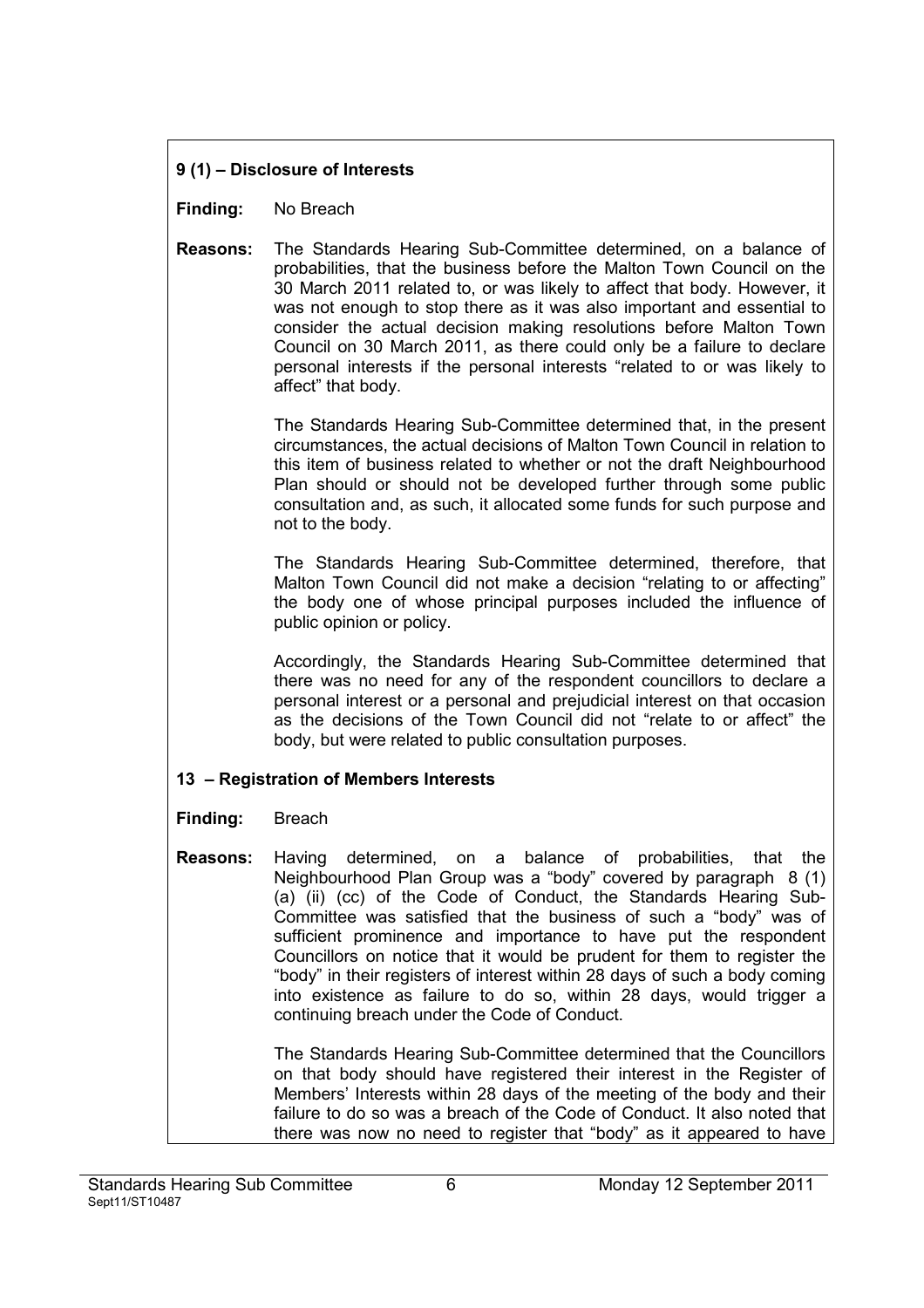### 9 (1) – Disclosure of Interests

**Finding:** No Breach

**Reasons:** The Standards Hearing Sub-Committee determined, on a balance of probabilities, that the business before the Malton Town Council on the 30 March 2011 related to, or was likely to affect that body. However, it was not enough to stop there as it was also important and essential to consider the actual decision making resolutions before Malton Town Council on 30 March 2011, as there could only be a failure to declare personal interests if the personal interests "related to or was likely to affect" that body.

The Standards Hearing Sub-Committee determined that, in the present circumstances, the actual decisions of Malton Town Council in relation to this item of business related to whether or not the draft Neighbourhood Plan should or should not be developed further through some public consultation and, as such, it allocated some funds for such purpose and not to the body.

The Standards Hearing Sub-Committee determined, therefore, that Malton Town Council did not make a decision "relating to or affecting" the body one of whose principal purposes included the influence of public opinion or policy.

Accordingly, the Standards Hearing Sub-Committee determined that there was no need for any of the respondent councillors to declare a personal interest or a personal and prejudicial interest on that occasion as the decisions of the Town Council did not "relate to or affect" the body, but were related to public consultation purposes.

### 13 – Registration of Members Interests

**Finding:** Breach

**Reasons:** Having determined, on a balance of probabilities, that the Neighbourhood Plan Group was a "body" covered by paragraph 8 (1) (a) (ii) (cc) of the Code of Conduct, the Standards Hearing Sub-Committee was satisfied that the business of such a "body" was of sufficient prominence and importance to have put the respondent Councillors on notice that it would be prudent for them to register the "body" in their registers of interest within 28 days of such a body coming into existence as failure to do so, within 28 days, would trigger a continuing breach under the Code of Conduct.

The Standards Hearing Sub-Committee determined that the Councillors on that body should have registered their interest in the Register of Members' Interests within 28 days of the meeting of the body and their failure to do so was a breach of the Code of Conduct. It also noted that there was now no need to register that "body" as it appeared to have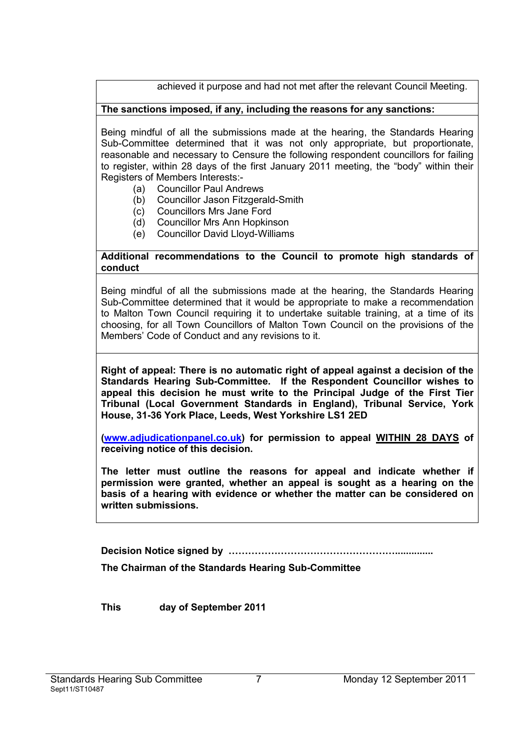achieved it purpose and had not met after the relevant Council Meeting.

**The sanctions imposed, if any, including the reasons for any sanctions:**

Being mindful of all the submissions made at the hearing, the Standards Hearing Sub-Committee determined that it was not only appropriate, but proportionate, reasonable and necessary to Censure the following respondent councillors for failing to register, within 28 days of the first January 2011 meeting, the "body" within their Registers of Members Interests:-

(a) Councillor Paul Andrews
(b) Councillor Jason Fitzgerald-Smith
(c) Councillors Mrs Jane Ford
(d) Councillor Mrs Ann Hopkinson
(e) Councillor David Lloyd-Williams

**Additional recommendations to the Council to promote high standards of conduct**

Being mindful of all the submissions made at the hearing, the Standards Hearing Sub-Committee determined that it would be appropriate to make a recommendation to Malton Town Council requiring it to undertake suitable training, at a time of its choosing, for all Town Councillors of Malton Town Council on the provisions of the Members' Code of Conduct and any revisions to it.

**Right of appeal: There is no automatic right of appeal against a decision of the Standards Hearing Sub-Committee. If the Respondent Councillor wishes to appeal this decision he must write to the Principal Judge of the First Tier Tribunal (Local Government Standards in England), Tribunal Service, York House, 31-36 York Place, Leeds, West Yorkshire LS1 2ED**

**(www.adjudicationpanel.co.uk) for permission to appeal WITHIN 28 DAYS of receiving notice of this decision.**

**The letter must outline the reasons for appeal and indicate whether if permission were granted, whether an appeal is sought as a hearing on the basis of a hearing with evidence or whether the matter can be considered on written submissions.**

**Decision Notice signed by ……………………………………………….............**

**The Chairman of the Standards Hearing Sub-Committee**

**This day of September 2011**